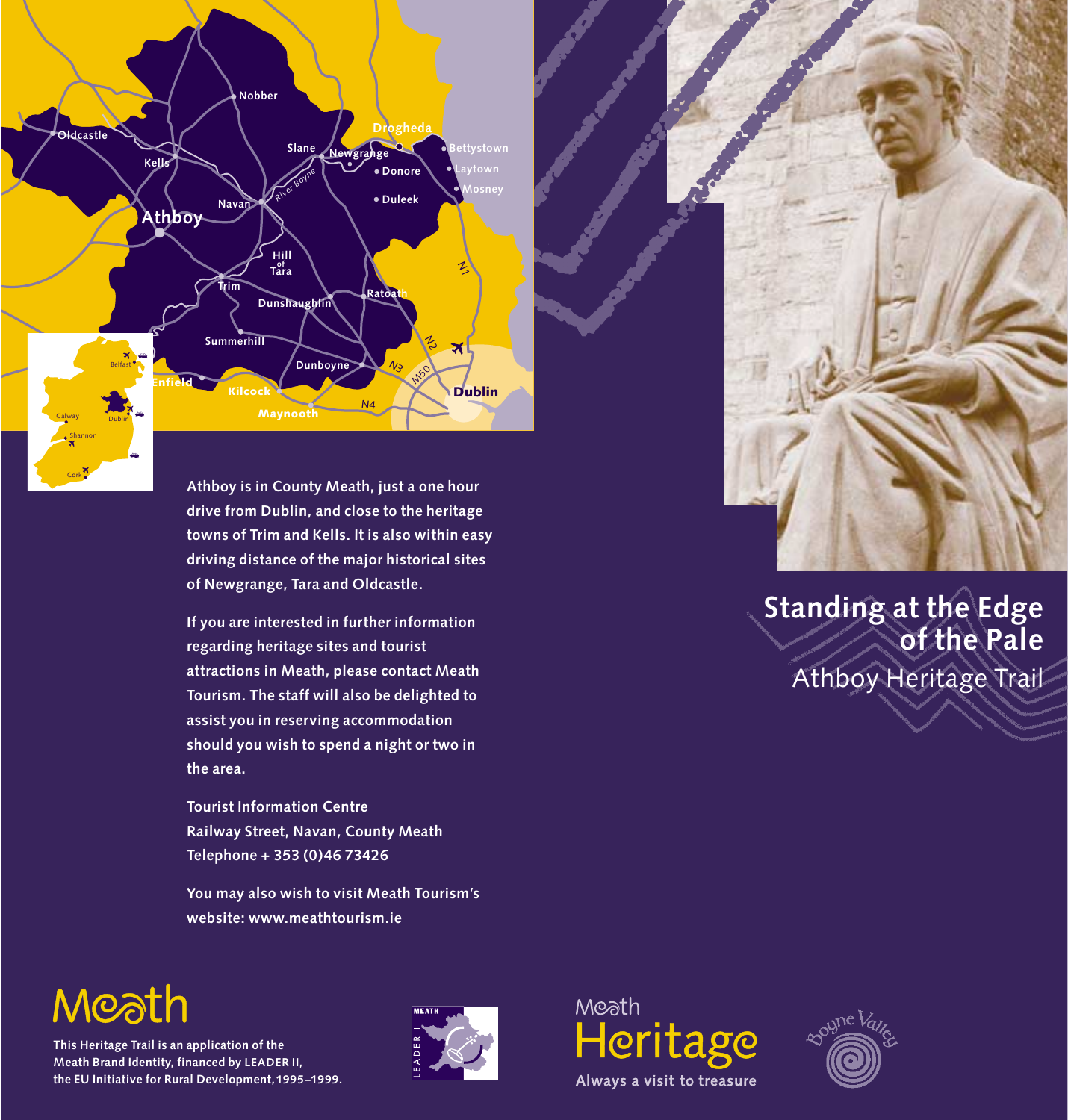# Standing at the Edge of the Pale

## Athboy Heritage Trail

Athboy is in County Meath, just a one hour drive from Dublin, and close to the heritage towns of Trim and Kells. It is also within easy driving distance of the major historical sites of Newgrange, Tara and Oldcastle.

If you are interested in further information regarding heritage sites and tourist attractions in Meath, please contact Meath Tourism. The staff will also be delighted to assist you in reserving accommodation should you wish to spend a night or two in the area.

Tourist Information Centre
Railway Street, Navan, County Meath
Telephone + 353 (0)46 73426

You may also wish to visit Meath Tourism's website: www.meathtourism.ie

Meath

This Heritage Trail is an application of the Meath Brand Identity, financed by LEADER II, the EU Initiative for Rural Development, 1995–1999.

Meath Heritage
Always a visit to treasure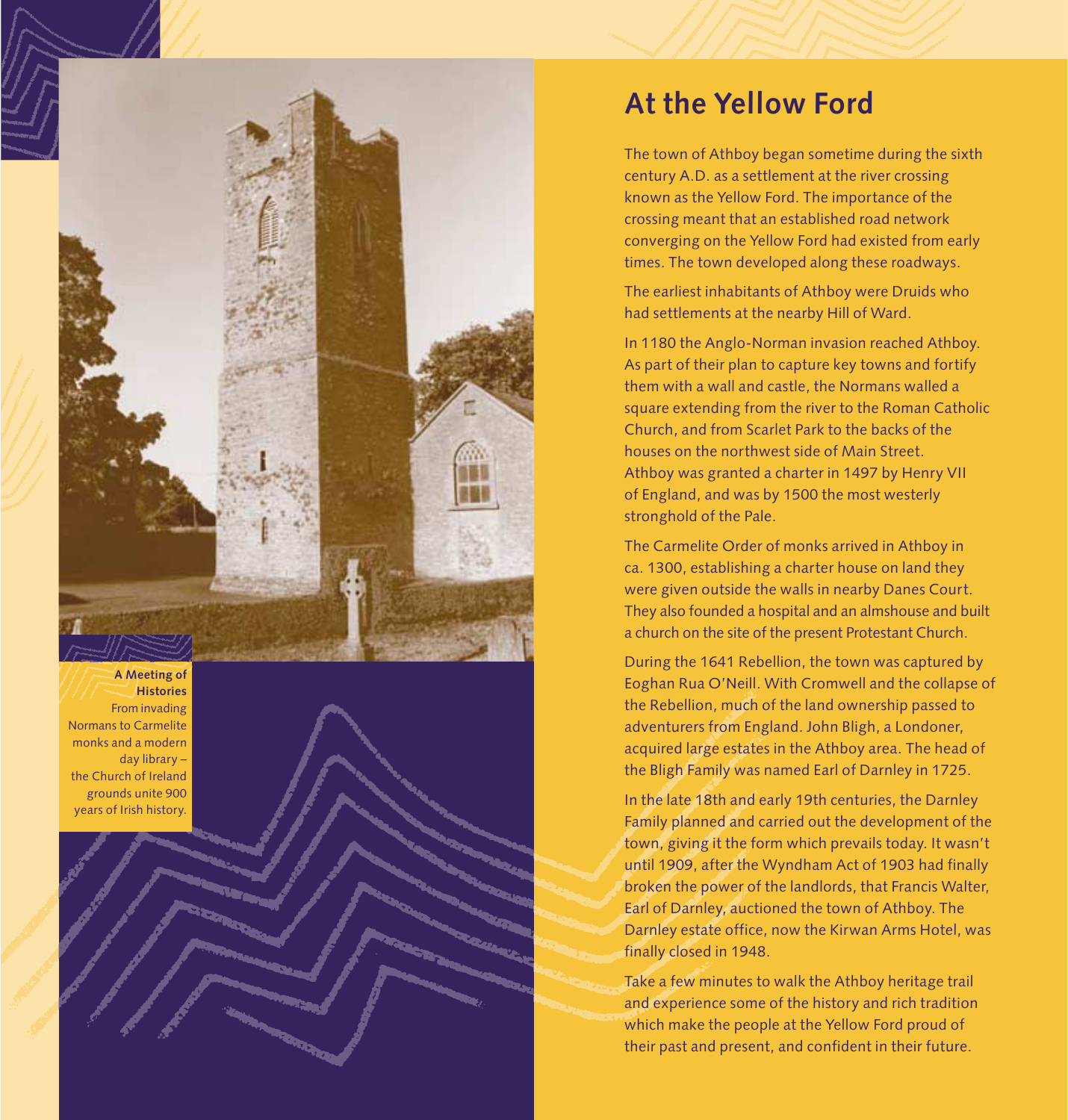# At the Yellow Ford

The town of Athboy began sometime during the sixth century A.D. as a settlement at the river crossing known as the Yellow Ford. The importance of the crossing meant that an established road network converging on the Yellow Ford had existed from early times. The town developed along these roadways.

The earliest inhabitants of Athboy were Druids who had settlements at the nearby Hill of Ward.

In 1180 the Anglo-Norman invasion reached Athboy. As part of their plan to capture key towns and fortify them with a wall and castle, the Normans walled a square extending from the river to the Roman Catholic Church, and from Scarlet Park to the backs of the houses on the northwest side of Main Street. Athboy was granted a charter in 1497 by Henry VII of England, and was by 1500 the most westerly stronghold of the Pale.

The Carmelite Order of monks arrived in Athboy in ca. 1300, establishing a charter house on land they were given outside the walls in nearby Danes Court. They also founded a hospital and an almshouse and built a church on the site of the present Protestant Church.

During the 1641 Rebellion, the town was captured by Eoghan Rua O'Neill. With Cromwell and the collapse of the Rebellion, much of the land ownership passed to adventurers from England. John Bligh, a Londoner, acquired large estates in the Athboy area. The head of the Bligh Family was named Earl of Darnley in 1725.

In the late 18th and early 19th centuries, the Darnley Family planned and carried out the development of the town, giving it the form which prevails today. It wasn't until 1909, after the Wyndham Act of 1903 had finally broken the power of the landlords, that Francis Walter, Earl of Darnley, auctioned the town of Athboy. The Darnley estate office, now the Kirwan Arms Hotel, was finally closed in 1948.

Take a few minutes to walk the Athboy heritage trail and experience some of the history and rich tradition which make the people at the Yellow Ford proud of their past and present, and confident in their future.

**A Meeting of Histories**
From invading Normans to Carmelite monks and a modern day library – the Church of Ireland grounds unite 900 years of Irish history.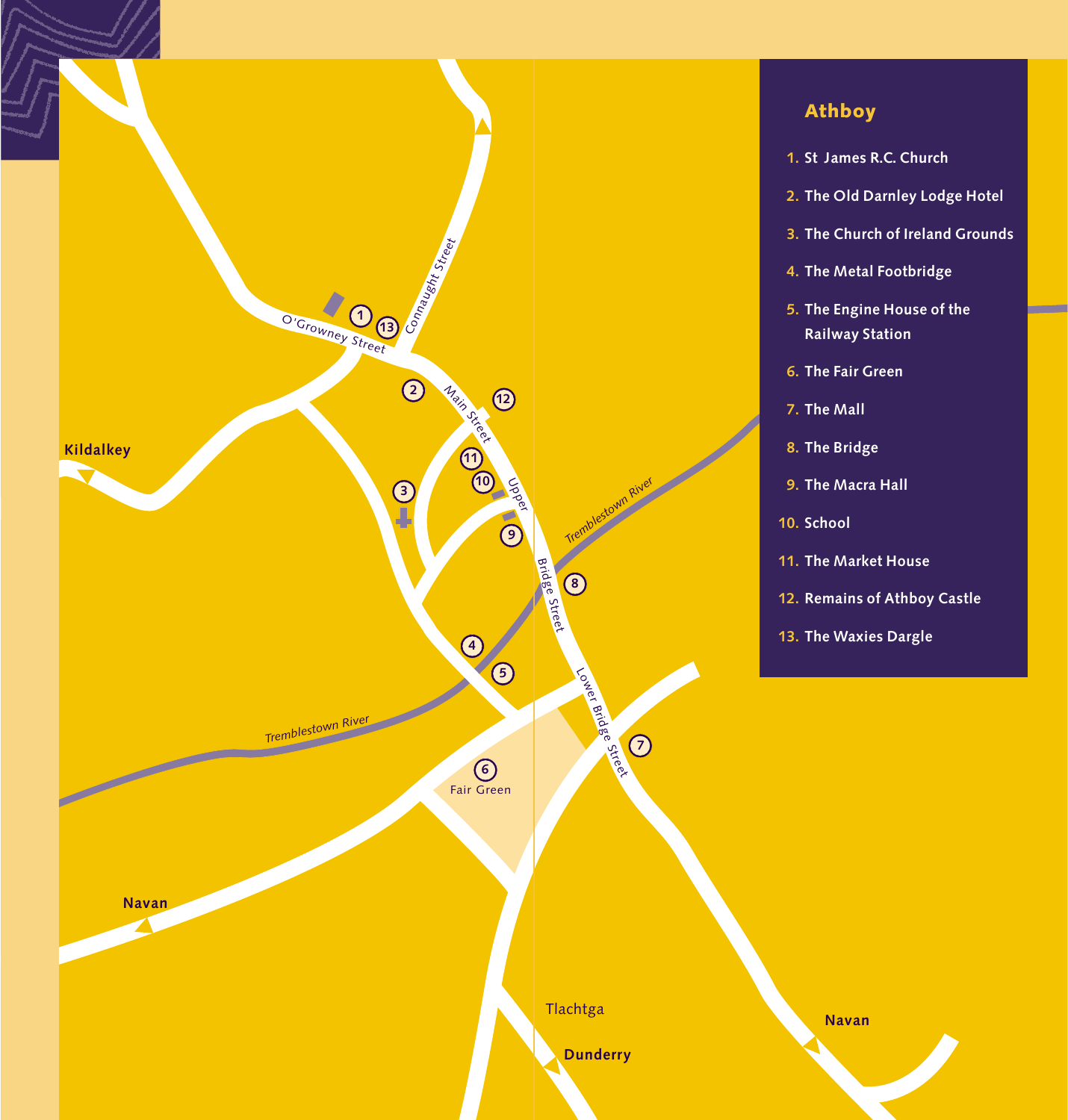## Athboy

1. St James R.C. Church
2. The Old Darnley Lodge Hotel
3. The Church of Ireland Grounds
4. The Metal Footbridge
5. The Engine House of the Railway Station
6. The Fair Green
7. The Mall
8. The Bridge
9. The Macra Hall
10. School
11. The Market House
12. Remains of Athboy Castle
13. The Waxies Dargle

O'Growney Street

Connaught Street

Main Street

Upper Bridge Street

Lower Bridge Street

Tremblestown River

Tremblestown River

Kildalkey

Fair Green

Navan

Navan

Tlachtga

Dunderry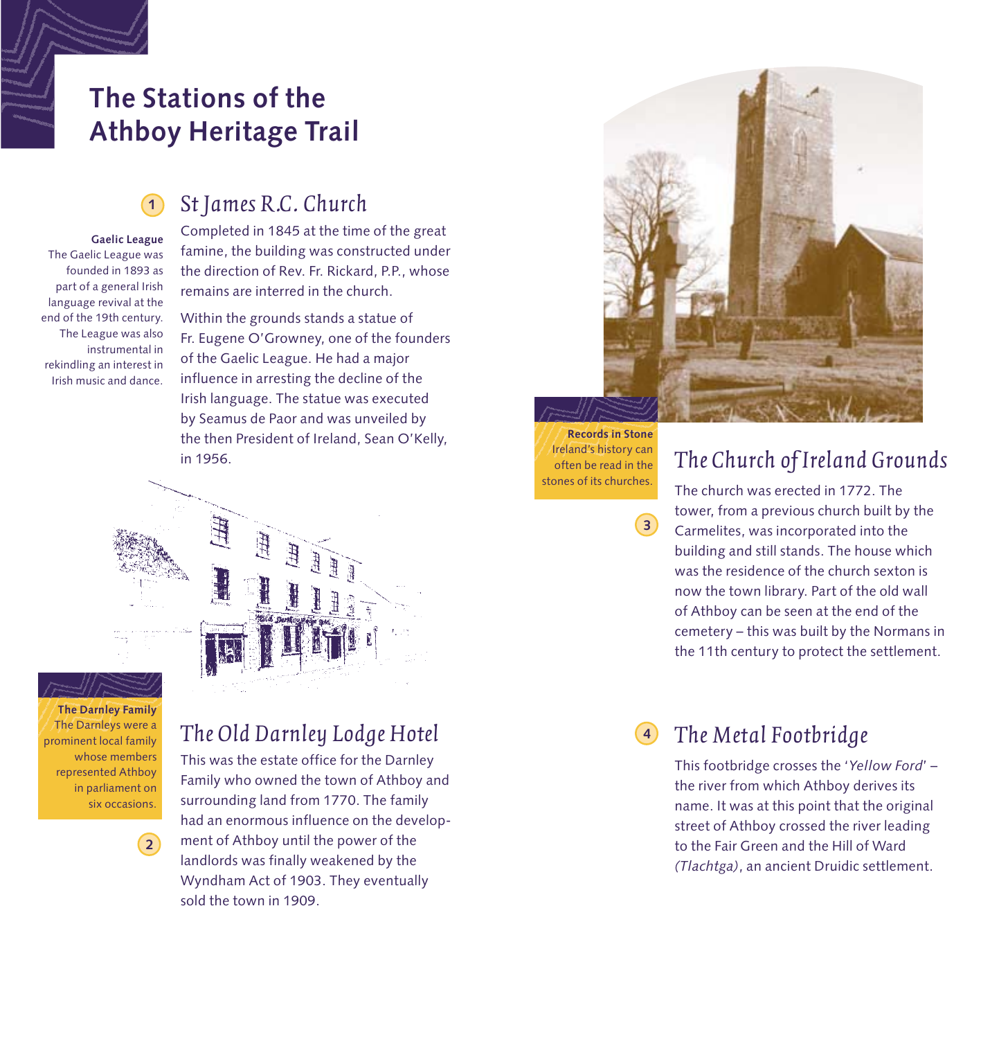# The Stations of the Athboy Heritage Trail

## 1 St James R.C. Church

**Gaelic League**
The Gaelic League was founded in 1893 as part of a general Irish language revival at the end of the 19th century. The League was also instrumental in rekindling an interest in Irish music and dance.

Completed in 1845 at the time of the great famine, the building was constructed under the direction of Rev. Fr. Rickard, P.P., whose remains are interred in the church.

Within the grounds stands a statue of Fr. Eugene O'Growney, one of the founders of the Gaelic League. He had a major influence in arresting the decline of the Irish language. The statue was executed by Seamus de Paor and was unveiled by the then President of Ireland, Sean O'Kelly, in 1956.

## 2 The Old Darnley Lodge Hotel

**The Darnley Family**
The Darnleys were a prominent local family whose members represented Athboy in parliament on six occasions.

This was the estate office for the Darnley Family who owned the town of Athboy and surrounding land from 1770. The family had an enormous influence on the development of Athboy until the power of the landlords was finally weakened by the Wyndham Act of 1903. They eventually sold the town in 1909.

## 3 The Church of Ireland Grounds

**Records in Stone**
Ireland's history can often be read in the stones of its churches.

The church was erected in 1772. The tower, from a previous church built by the Carmelites, was incorporated into the building and still stands. The house which was the residence of the church sexton is now the town library. Part of the old wall of Athboy can be seen at the end of the cemetery – this was built by the Normans in the 11th century to protect the settlement.

## 4 The Metal Footbridge

This footbridge crosses the '*Yellow Ford*' – the river from which Athboy derives its name. It was at this point that the original street of Athboy crossed the river leading to the Fair Green and the Hill of Ward *(Tlachtga)*, an ancient Druidic settlement.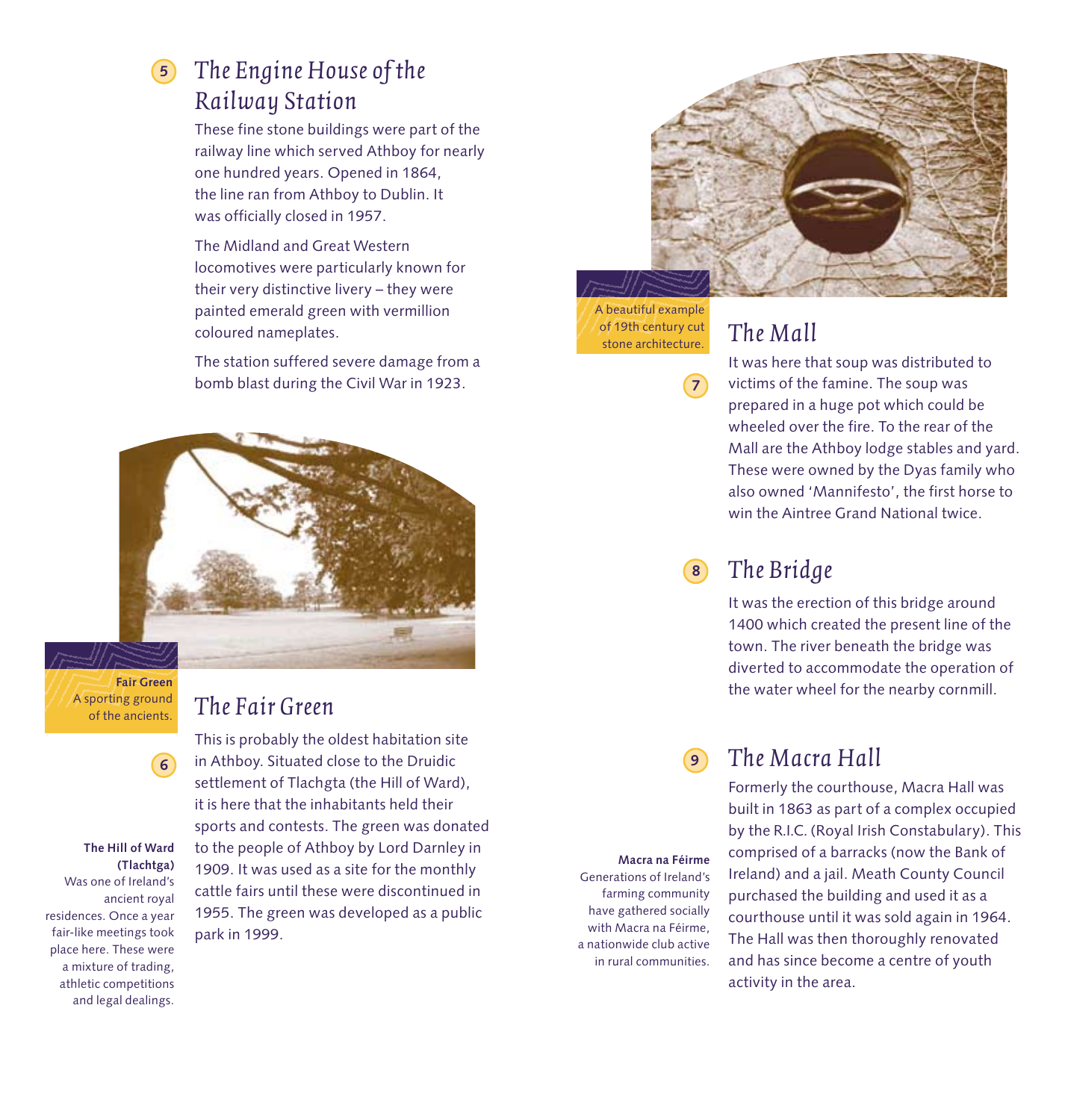## 5 The Engine House of the Railway Station

These fine stone buildings were part of the railway line which served Athboy for nearly one hundred years. Opened in 1864, the line ran from Athboy to Dublin. It was officially closed in 1957.

The Midland and Great Western locomotives were particularly known for their very distinctive livery – they were painted emerald green with vermillion coloured nameplates.

The station suffered severe damage from a bomb blast during the Civil War in 1923.

**Fair Green**
A sporting ground of the ancients.

## 6 The Fair Green

This is probably the oldest habitation site in Athboy. Situated close to the Druidic settlement of Tlachgta (the Hill of Ward), it is here that the inhabitants held their sports and contests. The green was donated to the people of Athboy by Lord Darnley in 1909. It was used as a site for the monthly cattle fairs until these were discontinued in 1955. The green was developed as a public park in 1999.

**The Hill of Ward (Tlachtga)**
Was one of Ireland's ancient royal residences. Once a year fair-like meetings took place here. These were a mixture of trading, athletic competitions and legal dealings.

A beautiful example of 19th century cut stone architecture.

## 7 The Mall

It was here that soup was distributed to victims of the famine. The soup was prepared in a huge pot which could be wheeled over the fire. To the rear of the Mall are the Athboy lodge stables and yard. These were owned by the Dyas family who also owned 'Mannifesto', the first horse to win the Aintree Grand National twice.

## 8 The Bridge

It was the erection of this bridge around 1400 which created the present line of the town. The river beneath the bridge was diverted to accommodate the operation of the water wheel for the nearby cornmill.

## 9 The Macra Hall

Formerly the courthouse, Macra Hall was built in 1863 as part of a complex occupied by the R.I.C. (Royal Irish Constabulary). This comprised of a barracks (now the Bank of Ireland) and a jail. Meath County Council purchased the building and used it as a courthouse until it was sold again in 1964. The Hall was then thoroughly renovated and has since become a centre of youth activity in the area.

**Macra na Féirme**
Generations of Ireland's farming community have gathered socially with Macra na Féirme, a nationwide club active in rural communities.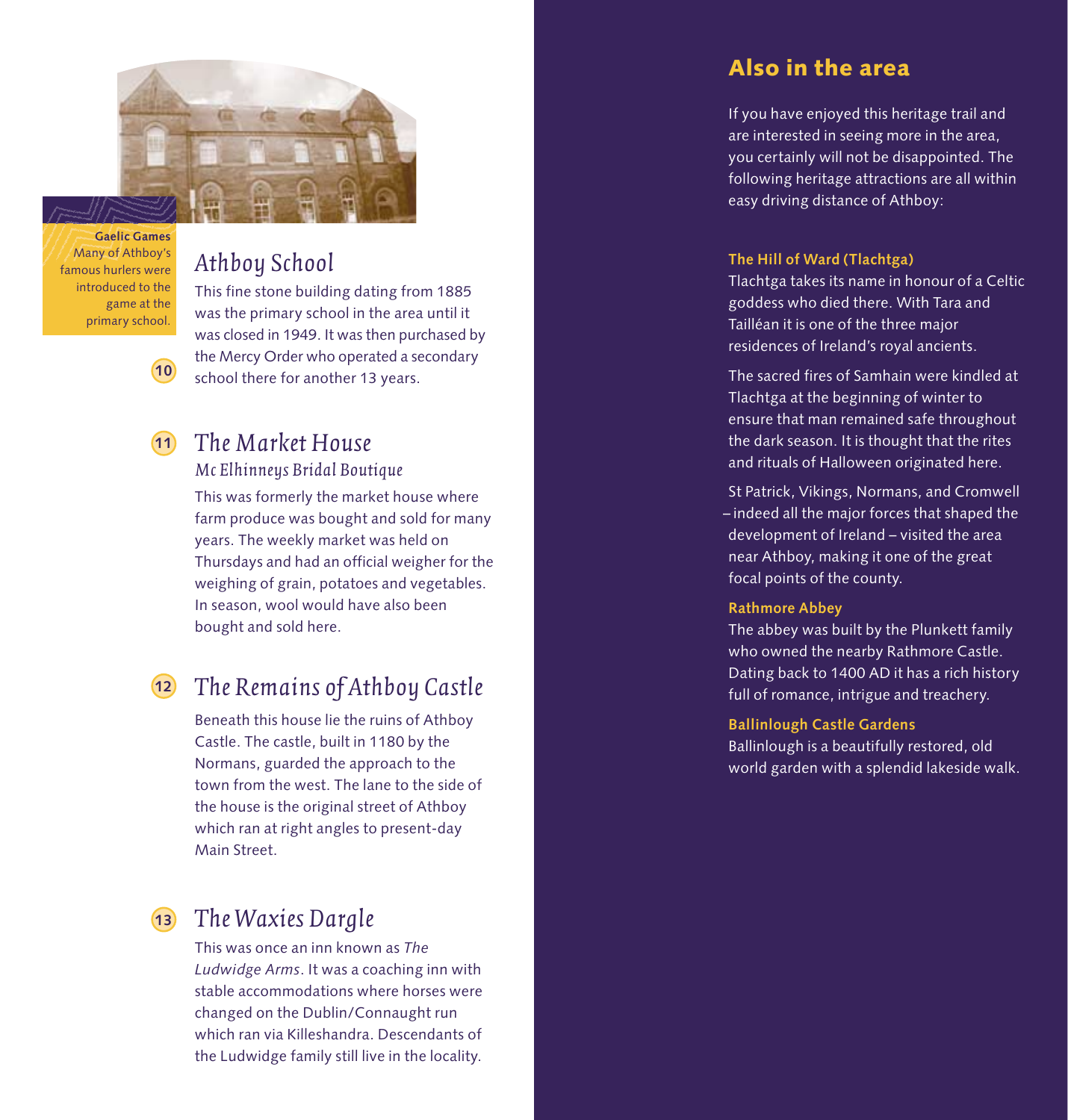**Gaelic Games**
Many of Athboy's famous hurlers were introduced to the game at the primary school.

## 10 Athboy School

This fine stone building dating from 1885 was the primary school in the area until it was closed in 1949. It was then purchased by the Mercy Order who operated a secondary school there for another 13 years.

## 11 The Market House

*Mc Elhinneys Bridal Boutique*

This was formerly the market house where farm produce was bought and sold for many years. The weekly market was held on Thursdays and had an official weigher for the weighing of grain, potatoes and vegetables. In season, wool would have also been bought and sold here.

## 12 The Remains of Athboy Castle

Beneath this house lie the ruins of Athboy Castle. The castle, built in 1180 by the Normans, guarded the approach to the town from the west. The lane to the side of the house is the original street of Athboy which ran at right angles to present-day Main Street.

## 13 The Waxies Dargle

This was once an inn known as *The Ludwidge Arms*. It was a coaching inn with stable accommodations where horses were changed on the Dublin/Connaught run which ran via Killeshandra. Descendants of the Ludwidge family still live in the locality.

## Also in the area

If you have enjoyed this heritage trail and are interested in seeing more in the area, you certainly will not be disappointed. The following heritage attractions are all within easy driving distance of Athboy:

**The Hill of Ward (Tlachtga)**

Tlachtga takes its name in honour of a Celtic goddess who died there. With Tara and Tailléan it is one of the three major residences of Ireland's royal ancients.

The sacred fires of Samhain were kindled at Tlachtga at the beginning of winter to ensure that man remained safe throughout the dark season. It is thought that the rites and rituals of Halloween originated here.

St Patrick, Vikings, Normans, and Cromwell – indeed all the major forces that shaped the development of Ireland – visited the area near Athboy, making it one of the great focal points of the county.

**Rathmore Abbey**

The abbey was built by the Plunkett family who owned the nearby Rathmore Castle. Dating back to 1400 AD it has a rich history full of romance, intrigue and treachery.

**Ballinlough Castle Gardens**

Ballinlough is a beautifully restored, old world garden with a splendid lakeside walk.